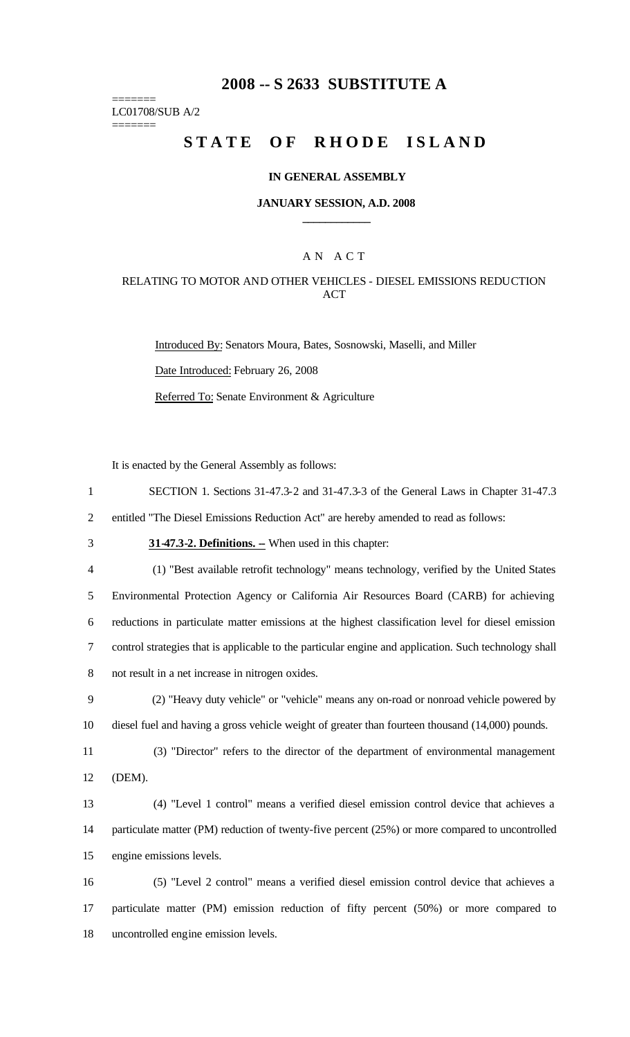# 2008 -- S 2633 SUBSTITUTE A

=======
LC01708/SUB A/2
=======

# STATE OF RHODE ISLAND

**IN GENERAL ASSEMBLY**

**JANUARY SESSION, A.D. 2008**

---

A N A C T

RELATING TO MOTOR AND OTHER VEHICLES - DIESEL EMISSIONS REDUCTION ACT

Introduced By: Senators Moura, Bates, Sosnowski, Maselli, and Miller

Date Introduced: February 26, 2008

Referred To: Senate Environment & Agriculture

It is enacted by the General Assembly as follows:

SECTION 1. Sections 31-47.3-2 and 31-47.3-3 of the General Laws in Chapter 31-47.3 entitled "The Diesel Emissions Reduction Act" are hereby amended to read as follows:

**31-47.3-2. Definitions. --** When used in this chapter:

(1) "Best available retrofit technology" means technology, verified by the United States Environmental Protection Agency or California Air Resources Board (CARB) for achieving reductions in particulate matter emissions at the highest classification level for diesel emission control strategies that is applicable to the particular engine and application. Such technology shall not result in a net increase in nitrogen oxides.

(2) "Heavy duty vehicle" or "vehicle" means any on-road or nonroad vehicle powered by diesel fuel and having a gross vehicle weight of greater than fourteen thousand (14,000) pounds.

(3) "Director" refers to the director of the department of environmental management (DEM).

(4) "Level 1 control" means a verified diesel emission control device that achieves a particulate matter (PM) reduction of twenty-five percent (25%) or more compared to uncontrolled engine emissions levels.

(5) "Level 2 control" means a verified diesel emission control device that achieves a particulate matter (PM) emission reduction of fifty percent (50%) or more compared to uncontrolled engine emission levels.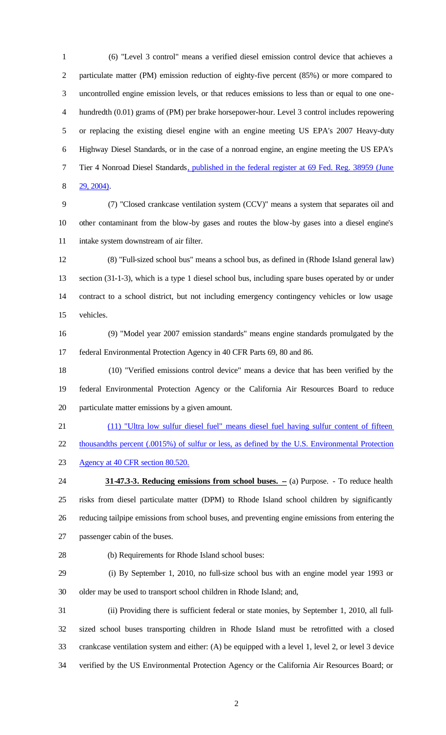(6) "Level 3 control" means a verified diesel emission control device that achieves a particulate matter (PM) emission reduction of eighty-five percent (85%) or more compared to uncontrolled engine emission levels, or that reduces emissions to less than or equal to one one-hundredth (0.01) grams of (PM) per brake horsepower-hour. Level 3 control includes repowering or replacing the existing diesel engine with an engine meeting US EPA's 2007 Heavy-duty Highway Diesel Standards, or in the case of a nonroad engine, an engine meeting the US EPA's Tier 4 Nonroad Diesel Standards, published in the federal register at 69 Fed. Reg. 38959 (June 29, 2004).

(7) "Closed crankcase ventilation system (CCV)" means a system that separates oil and other contaminant from the blow-by gases and routes the blow-by gases into a diesel engine's intake system downstream of air filter.

(8) "Full-sized school bus" means a school bus, as defined in (Rhode Island general law) section (31-1-3), which is a type 1 diesel school bus, including spare buses operated by or under contract to a school district, but not including emergency contingency vehicles or low usage vehicles.

(9) "Model year 2007 emission standards" means engine standards promulgated by the federal Environmental Protection Agency in 40 CFR Parts 69, 80 and 86.

(10) "Verified emissions control device" means a device that has been verified by the federal Environmental Protection Agency or the California Air Resources Board to reduce particulate matter emissions by a given amount.

(11) "Ultra low sulfur diesel fuel" means diesel fuel having sulfur content of fifteen thousandths percent (.0015%) of sulfur or less, as defined by the U.S. Environmental Protection Agency at 40 CFR section 80.520.

**31-47.3-3. Reducing emissions from school buses. –** (a) Purpose. - To reduce health risks from diesel particulate matter (DPM) to Rhode Island school children by significantly reducing tailpipe emissions from school buses, and preventing engine emissions from entering the passenger cabin of the buses.

(b) Requirements for Rhode Island school buses:

(i) By September 1, 2010, no full-size school bus with an engine model year 1993 or older may be used to transport school children in Rhode Island; and,

(ii) Providing there is sufficient federal or state monies, by September 1, 2010, all full-sized school buses transporting children in Rhode Island must be retrofitted with a closed crankcase ventilation system and either: (A) be equipped with a level 1, level 2, or level 3 device verified by the US Environmental Protection Agency or the California Air Resources Board; or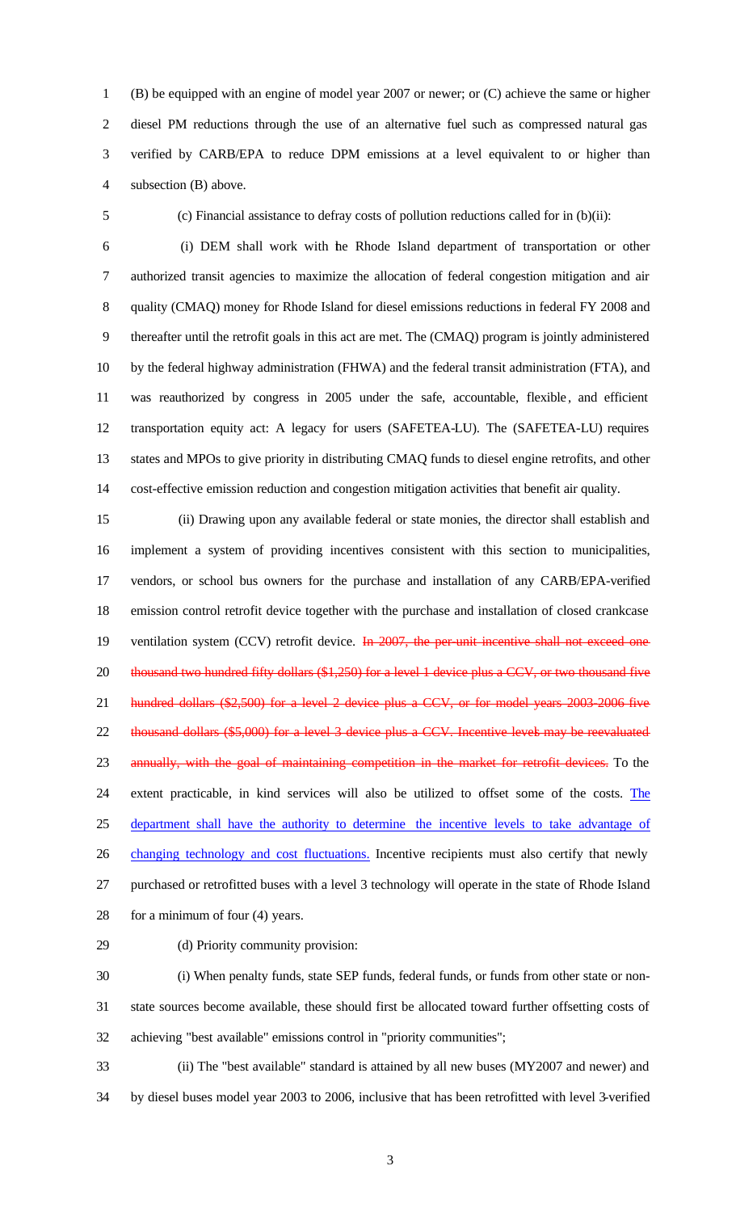(B) be equipped with an engine of model year 2007 or newer; or (C) achieve the same or higher diesel PM reductions through the use of an alternative fuel such as compressed natural gas verified by CARB/EPA to reduce DPM emissions at a level equivalent to or higher than subsection (B) above.

(c) Financial assistance to defray costs of pollution reductions called for in (b)(ii):

(i) DEM shall work with the Rhode Island department of transportation or other authorized transit agencies to maximize the allocation of federal congestion mitigation and air quality (CMAQ) money for Rhode Island for diesel emissions reductions in federal FY 2008 and thereafter until the retrofit goals in this act are met. The (CMAQ) program is jointly administered by the federal highway administration (FHWA) and the federal transit administration (FTA), and was reauthorized by congress in 2005 under the safe, accountable, flexible, and efficient transportation equity act: A legacy for users (SAFETEA-LU). The (SAFETEA-LU) requires states and MPOs to give priority in distributing CMAQ funds to diesel engine retrofits, and other cost-effective emission reduction and congestion mitigation activities that benefit air quality.

(ii) Drawing upon any available federal or state monies, the director shall establish and implement a system of providing incentives consistent with this section to municipalities, vendors, or school bus owners for the purchase and installation of any CARB/EPA-verified emission control retrofit device together with the purchase and installation of closed crankcase ventilation system (CCV) retrofit device. ~~In 2007, the per-unit incentive shall not exceed one thousand two hundred fifty dollars ($1,250) for a level 1 device plus a CCV, or two thousand five hundred dollars ($2,500) for a level 2 device plus a CCV, or for model years 2003-2006 five thousand dollars ($5,000) for a level 3 device plus a CCV. Incentive levels may be reevaluated annually, with the goal of maintaining competition in the market for retrofit devices.~~ To the extent practicable, in kind services will also be utilized to offset some of the costs. <u>The department shall have the authority to determine the incentive levels to take advantage of changing technology and cost fluctuations.</u> Incentive recipients must also certify that newly purchased or retrofitted buses with a level 3 technology will operate in the state of Rhode Island for a minimum of four (4) years.

(d) Priority community provision:

(i) When penalty funds, state SEP funds, federal funds, or funds from other state or non-state sources become available, these should first be allocated toward further offsetting costs of achieving "best available" emissions control in "priority communities";

(ii) The "best available" standard is attained by all new buses (MY2007 and newer) and by diesel buses model year 2003 to 2006, inclusive that has been retrofitted with level 3-verified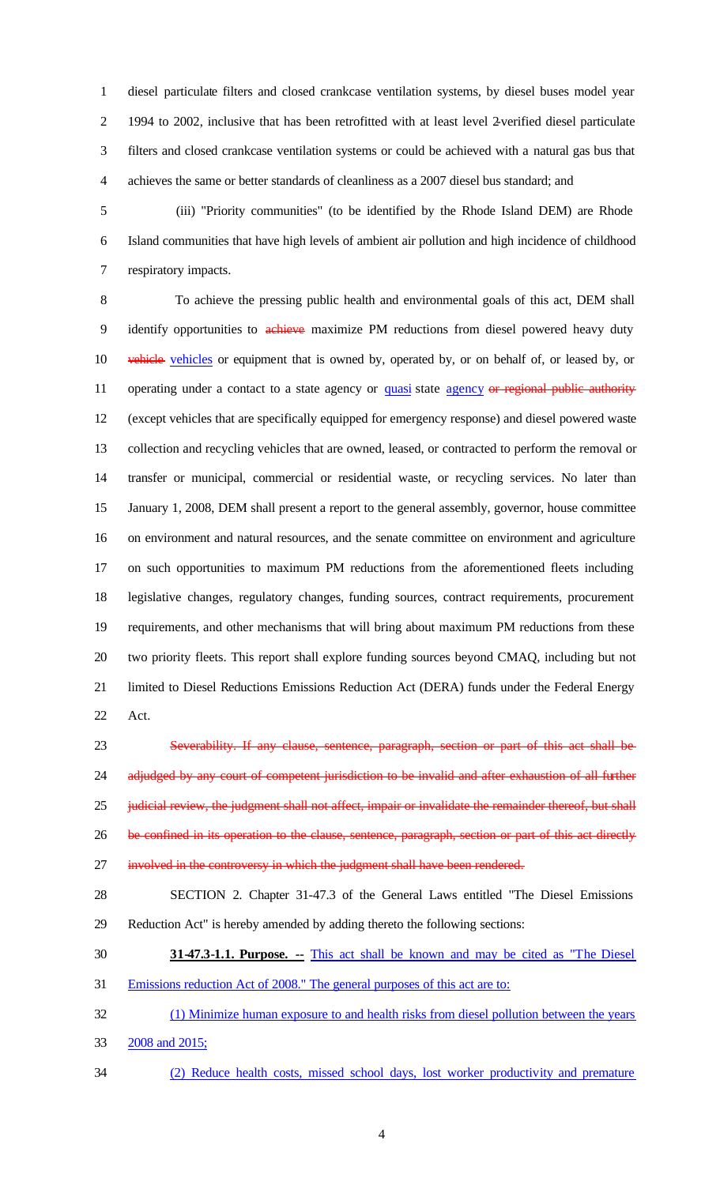diesel particulate filters and closed crankcase ventilation systems, by diesel buses model year 1994 to 2002, inclusive that has been retrofitted with at least level 2-verified diesel particulate filters and closed crankcase ventilation systems or could be achieved with a natural gas bus that achieves the same or better standards of cleanliness as a 2007 diesel bus standard; and

(iii) "Priority communities" (to be identified by the Rhode Island DEM) are Rhode Island communities that have high levels of ambient air pollution and high incidence of childhood respiratory impacts.

To achieve the pressing public health and environmental goals of this act, DEM shall identify opportunities to ~~achieve~~ maximize PM reductions from diesel powered heavy duty ~~vehicle~~ vehicles or equipment that is owned by, operated by, or on behalf of, or leased by, or operating under a contact to a state agency or quasi state agency ~~or regional public authority~~ (except vehicles that are specifically equipped for emergency response) and diesel powered waste collection and recycling vehicles that are owned, leased, or contracted to perform the removal or transfer or municipal, commercial or residential waste, or recycling services. No later than January 1, 2008, DEM shall present a report to the general assembly, governor, house committee on environment and natural resources, and the senate committee on environment and agriculture on such opportunities to maximum PM reductions from the aforementioned fleets including legislative changes, regulatory changes, funding sources, contract requirements, procurement requirements, and other mechanisms that will bring about maximum PM reductions from these two priority fleets. This report shall explore funding sources beyond CMAQ, including but not limited to Diesel Reductions Emissions Reduction Act (DERA) funds under the Federal Energy Act.

~~Severability. If any clause, sentence, paragraph, section or part of this act shall be adjudged by any court of competent jurisdiction to be invalid and after exhaustion of all further judicial review, the judgment shall not affect, impair or invalidate the remainder thereof, but shall be confined in its operation to the clause, sentence, paragraph, section or part of this act directly involved in the controversy in which the judgment shall have been rendered.~~

SECTION 2. Chapter 31-47.3 of the General Laws entitled "The Diesel Emissions Reduction Act" is hereby amended by adding thereto the following sections:

**31-47.3-1.1. Purpose. --** This act shall be known and may be cited as "The Diesel Emissions reduction Act of 2008." The general purposes of this act are to:

(1) Minimize human exposure to and health risks from diesel pollution between the years 2008 and 2015;

(2) Reduce health costs, missed school days, lost worker productivity and premature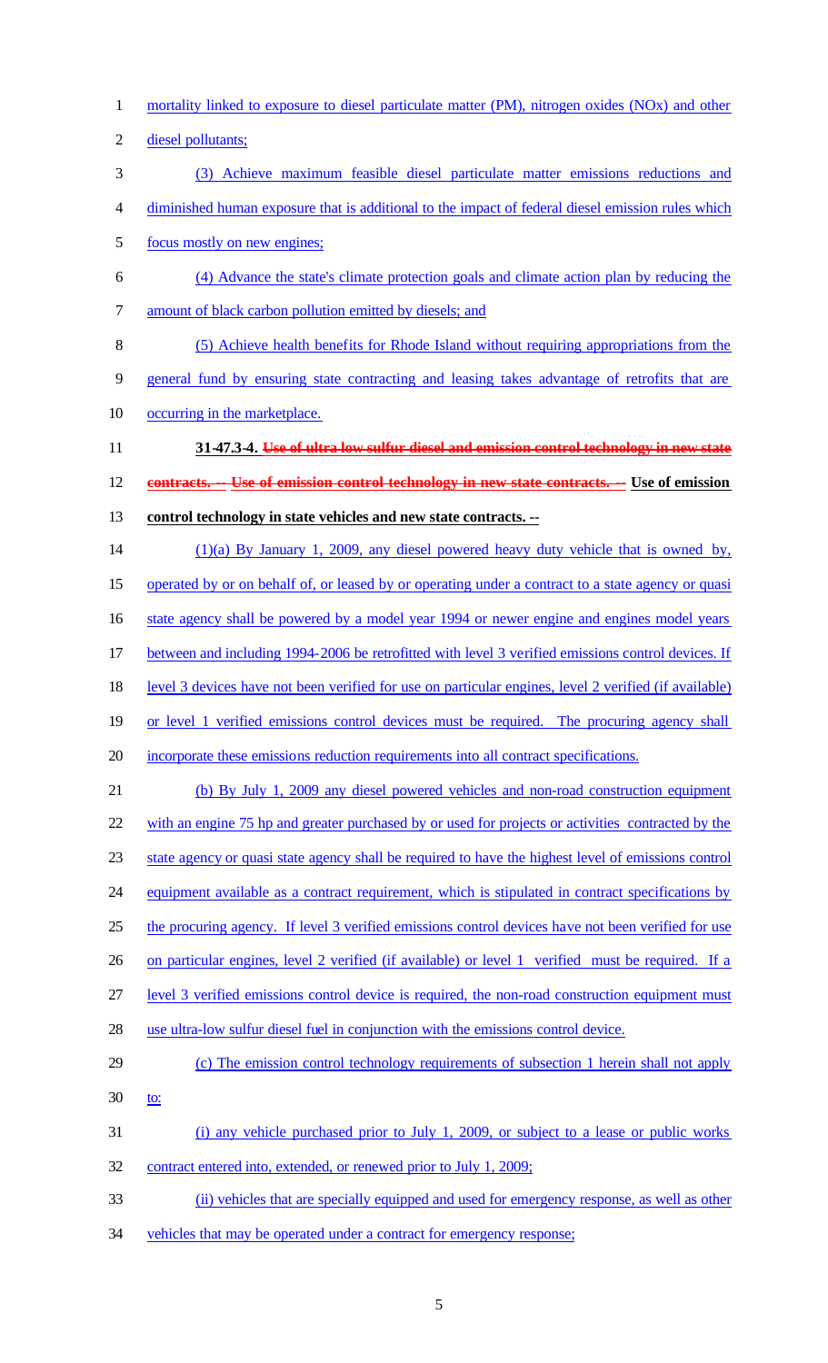mortality linked to exposure to diesel particulate matter (PM), nitrogen oxides (NOx) and other diesel pollutants;

(3) Achieve maximum feasible diesel particulate matter emissions reductions and diminished human exposure that is additional to the impact of federal diesel emission rules which focus mostly on new engines;

(4) Advance the state's climate protection goals and climate action plan by reducing the amount of black carbon pollution emitted by diesels; and

(5) Achieve health benefits for Rhode Island without requiring appropriations from the general fund by ensuring state contracting and leasing takes advantage of retrofits that are occurring in the marketplace.

**31-47.3-4. ~~Use of ultra low sulfur diesel and emission control technology in new state contracts. -- Use of emission control technology in new state contracts. --~~ Use of emission control technology in state vehicles and new state contracts. --**

(1)(a) By January 1, 2009, any diesel powered heavy duty vehicle that is owned by, operated by or on behalf of, or leased by or operating under a contract to a state agency or quasi state agency shall be powered by a model year 1994 or newer engine and engines model years between and including 1994-2006 be retrofitted with level 3 verified emissions control devices. If level 3 devices have not been verified for use on particular engines, level 2 verified (if available) or level 1 verified emissions control devices must be required. The procuring agency shall incorporate these emissions reduction requirements into all contract specifications.

(b) By July 1, 2009 any diesel powered vehicles and non-road construction equipment with an engine 75 hp and greater purchased by or used for projects or activities contracted by the state agency or quasi state agency shall be required to have the highest level of emissions control equipment available as a contract requirement, which is stipulated in contract specifications by the procuring agency. If level 3 verified emissions control devices have not been verified for use on particular engines, level 2 verified (if available) or level 1 verified must be required. If a level 3 verified emissions control device is required, the non-road construction equipment must use ultra-low sulfur diesel fuel in conjunction with the emissions control device.

(c) The emission control technology requirements of subsection 1 herein shall not apply to:

(i) any vehicle purchased prior to July 1, 2009, or subject to a lease or public works contract entered into, extended, or renewed prior to July 1, 2009;

(ii) vehicles that are specially equipped and used for emergency response, as well as other vehicles that may be operated under a contract for emergency response;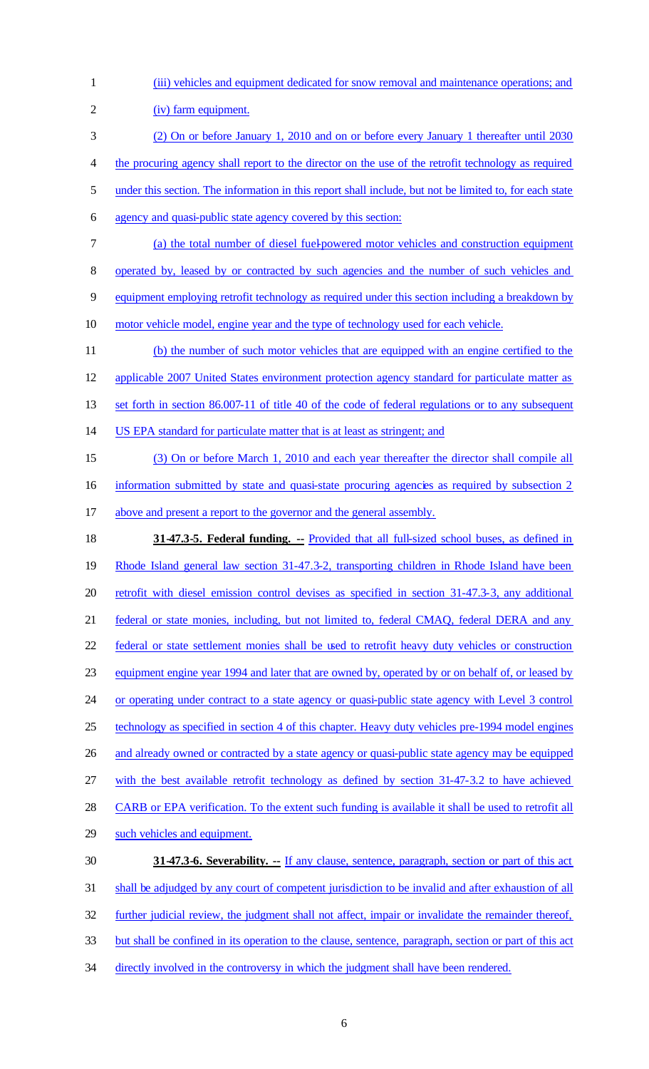(iii) vehicles and equipment dedicated for snow removal and maintenance operations; and

(iv) farm equipment.

(2) On or before January 1, 2010 and on or before every January 1 thereafter until 2030 the procuring agency shall report to the director on the use of the retrofit technology as required under this section. The information in this report shall include, but not be limited to, for each state agency and quasi-public state agency covered by this section:

(a) the total number of diesel fuel-powered motor vehicles and construction equipment operated by, leased by or contracted by such agencies and the number of such vehicles and equipment employing retrofit technology as required under this section including a breakdown by motor vehicle model, engine year and the type of technology used for each vehicle.

(b) the number of such motor vehicles that are equipped with an engine certified to the applicable 2007 United States environment protection agency standard for particulate matter as set forth in section 86.007-11 of title 40 of the code of federal regulations or to any subsequent US EPA standard for particulate matter that is at least as stringent; and

(3) On or before March 1, 2010 and each year thereafter the director shall compile all information submitted by state and quasi-state procuring agencies as required by subsection 2 above and present a report to the governor and the general assembly.

**31-47.3-5. Federal funding. --** Provided that all full-sized school buses, as defined in Rhode Island general law section 31-47.3-2, transporting children in Rhode Island have been retrofit with diesel emission control devises as specified in section 31-47.3-3, any additional federal or state monies, including, but not limited to, federal CMAQ, federal DERA and any federal or state settlement monies shall be used to retrofit heavy duty vehicles or construction equipment engine year 1994 and later that are owned by, operated by or on behalf of, or leased by or operating under contract to a state agency or quasi-public state agency with Level 3 control technology as specified in section 4 of this chapter. Heavy duty vehicles pre-1994 model engines and already owned or contracted by a state agency or quasi-public state agency may be equipped with the best available retrofit technology as defined by section 31-47-3.2 to have achieved CARB or EPA verification. To the extent such funding is available it shall be used to retrofit all such vehicles and equipment.

**31-47.3-6. Severability. --** If any clause, sentence, paragraph, section or part of this act shall be adjudged by any court of competent jurisdiction to be invalid and after exhaustion of all further judicial review, the judgment shall not affect, impair or invalidate the remainder thereof, but shall be confined in its operation to the clause, sentence, paragraph, section or part of this act directly involved in the controversy in which the judgment shall have been rendered.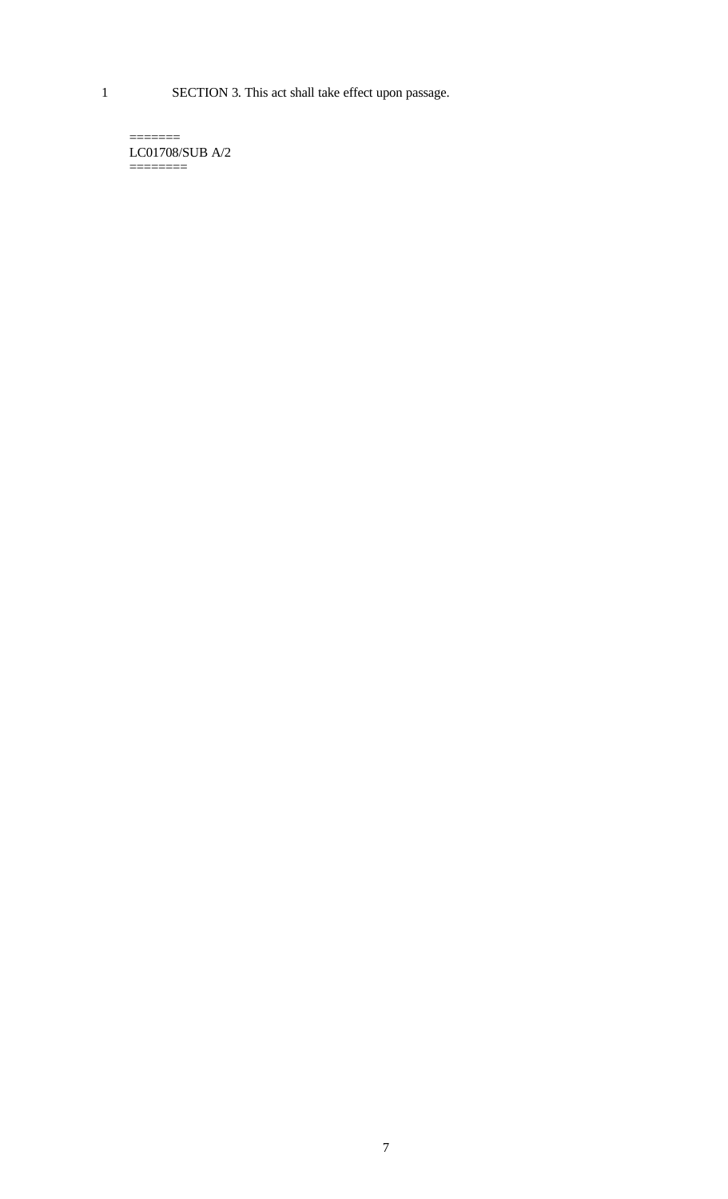1 SECTION 3. This act shall take effect upon passage.

=======
LC01708/SUB A/2
========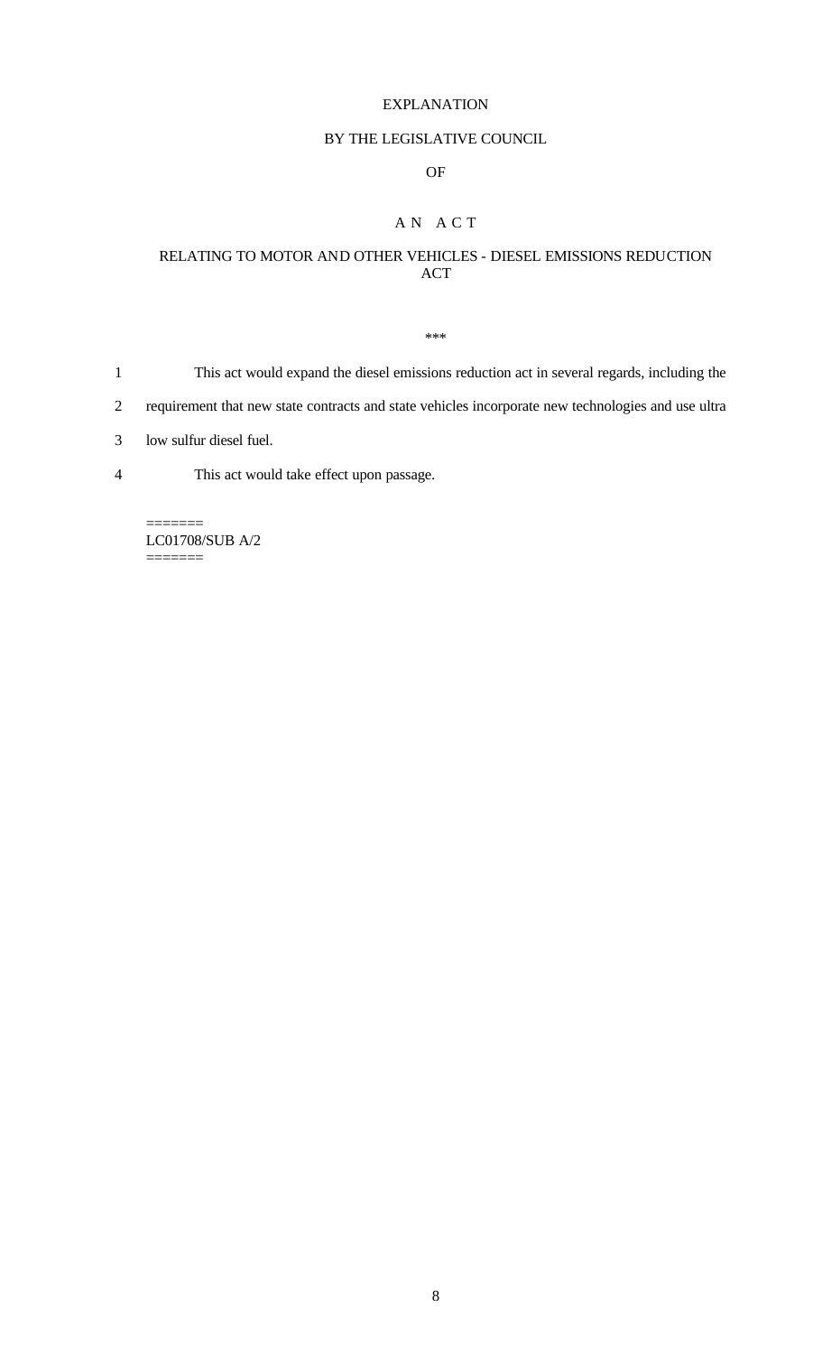EXPLANATION

BY THE LEGISLATIVE COUNCIL

OF

# A N  A C T

RELATING TO MOTOR AND OTHER VEHICLES - DIESEL EMISSIONS REDUCTION ACT

\*\*\*

1 This act would expand the diesel emissions reduction act in several regards, including the
2 requirement that new state contracts and state vehicles incorporate new technologies and use ultra
3 low sulfur diesel fuel.

4 This act would take effect upon passage.

=======
LC01708/SUB A/2
=======